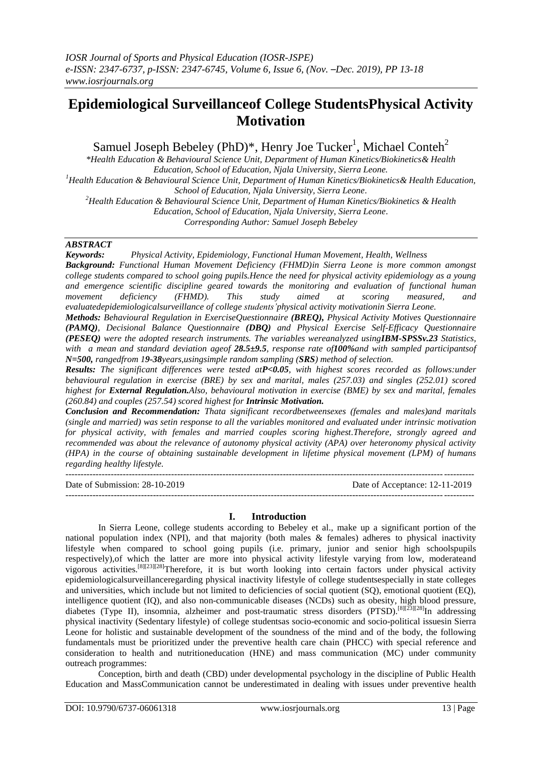# Epidemiological Surveillanceof College StudentsPhysical Activity Motivation

Samuel Joseph Bebeley (PhD)*, Henry Joe Tucker[1], Michael Conteh[2]

*Health Education & Behavioural Science Unit, Department of Human Kinetics/Biokinetics& Health Education, School of Education, Njala University, Sierra Leone.*

*[1]Health Education & Behavioural Science Unit, Department of Human Kinetics/Biokinetics& Health Education, School of Education, Njala University, Sierra Leone.*

*[2]Health Education & Behavioural Science Unit, Department of Human Kinetics/Biokinetics & Health Education, School of Education, Njala University, Sierra Leone.*

*Corresponding Author: Samuel Joseph Bebeley*

## ABSTRACT

***Keywords:*** *Physical Activity, Epidemiology, Functional Human Movement, Health, Wellness*

***Background:*** *Functional Human Movement Deficiency (FHMD)in Sierra Leone is more common amongst college students compared to school going pupils.Hence the need for physical activity epidemiology as a young and emergence scientific discipline geared towards the monitoring and evaluation of functional human movement deficiency (FHMD). This study aimed at scoring measured, and evaluatedepidemiologicalsurveillance of college students'physical activity motivationin Sierra Leone.*

***Methods:*** *Behavioural Regulation in ExerciseQuestionnaire **(BREQ),** Physical Activity Motives Questionnaire **(PAMQ)**, Decisional Balance Questionnaire **(DBQ)** and Physical Exercise Self-Efficacy Questionnaire **(PESEQ)** were the adopted research instruments. The variables wereanalyzed using**IBM-SPSSv.23** Statistics, with a mean and standard deviation ageof **28.5±9.5**, response rate of**100%**and with sampled participantsof **N=500,** rangedfrom 1**9-38**years,usingsimple random sampling (**SRS**) method of selection.*

***Results:*** *The significant differences were tested at**P<0.05**, with highest scores recorded as follows:under behavioural regulation in exercise (BRE) by sex and marital, males (257.03) and singles (252.01) scored highest for **External Regulation.**Also, behavioural motivation in exercise (BME) by sex and marital, females (260.84) and couples (257.54) scored highest for **Intrinsic Motivation.***

***Conclusion and Recommendation:*** *Thata significant recordbetweensexes (females and males)and maritals (single and married) was setin response to all the variables monitored and evaluated under intrinsic motivation for physical activity, with females and married couples scoring highest.Therefore, strongly agreed and recommended was about the relevance of autonomy physical activity (APA) over heteronomy physical activity (HPA) in the course of obtaining sustainable development in lifetime physical movement (LPM) of humans regarding healthy lifestyle.*

---

Date of Submission: 28-10-2019 Date of Acceptance: 12-11-2019

---

## I. Introduction

In Sierra Leone, college students according to Bebeley et al., make up a significant portion of the national population index (NPI), and that majority (both males & females) adheres to physical inactivity lifestyle when compared to school going pupils (i.e. primary, junior and senior high schoolspupils respectively),of which the latter are more into physical activity lifestyle varying from low, moderateand vigorous activities.[8][23][28]Therefore, it is but worth looking into certain factors under physical activity epidemiologicalsurveillanceregarding physical inactivity lifestyle of college studentsespecially in state colleges and universities, which include but not limited to deficiencies of social quotient (SQ), emotional quotient (EQ), intelligence quotient (IQ), and also non-communicable diseases (NCDs) such as obesity, high blood pressure, diabetes (Type II), insomnia, alzheimer and post-traumatic stress disorders (PTSD).[8][23][28]In addressing physical inactivity (Sedentary lifestyle) of college studentsas socio-economic and socio-political issuesin Sierra Leone for holistic and sustainable development of the soundness of the mind and of the body, the following fundamentals must be prioritized under the preventive health care chain (PHCC) with special reference and consideration to health and nutritioneducation (HNE) and mass communication (MC) under community outreach programmes:

Conception, birth and death (CBD) under developmental psychology in the discipline of Public Health Education and MassCommunication cannot be underestimated in dealing with issues under preventive health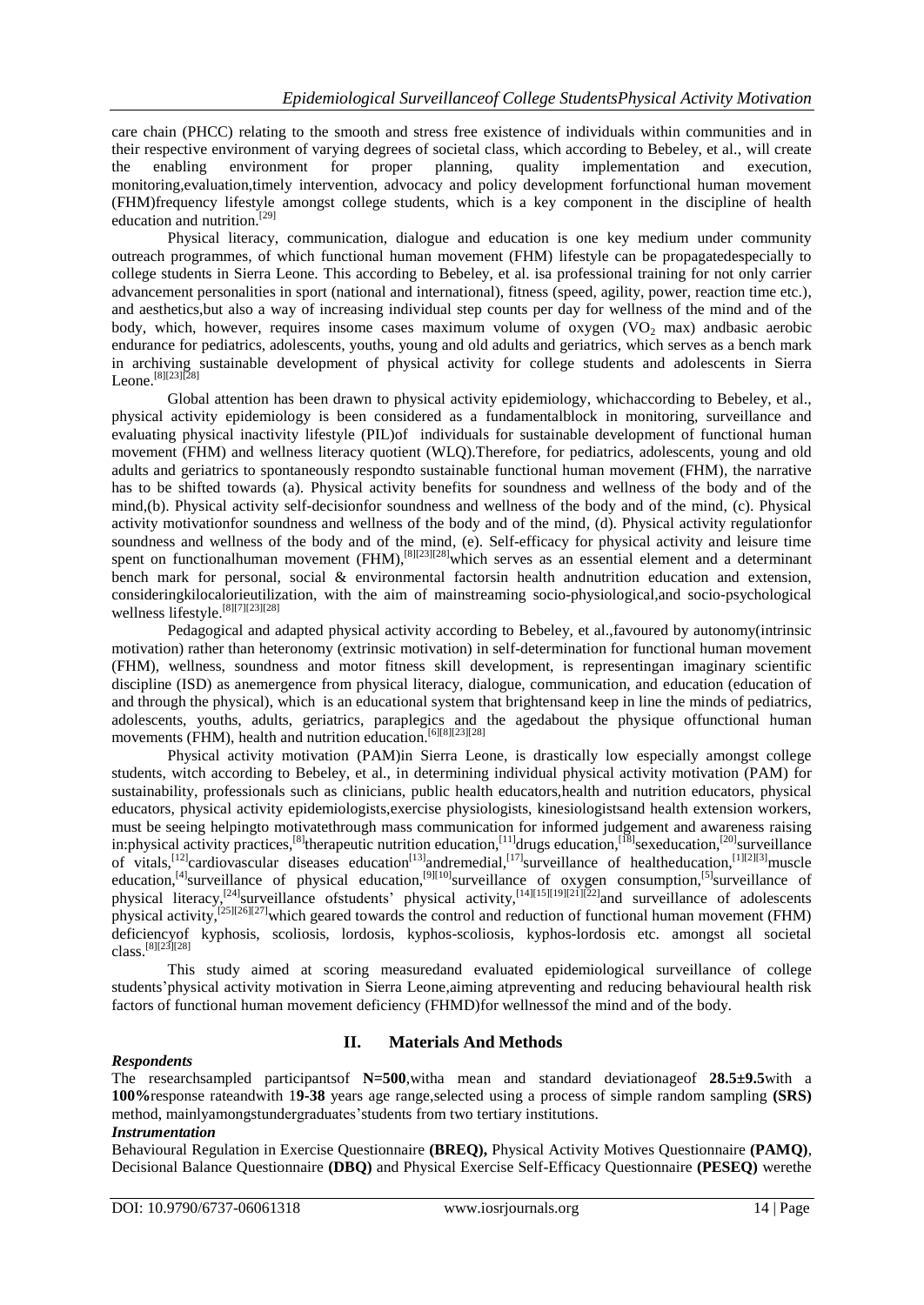care chain (PHCC) relating to the smooth and stress free existence of individuals within communities and in their respective environment of varying degrees of societal class, which according to Bebeley, et al., will create the enabling environment for proper planning, quality implementation and execution, monitoring,evaluation,timely intervention, advocacy and policy development forfunctional human movement (FHM)frequency lifestyle amongst college students, which is a key component in the discipline of health education and nutrition.[29]

Physical literacy, communication, dialogue and education is one key medium under community outreach programmes, of which functional human movement (FHM) lifestyle can be propagatedespecially to college students in Sierra Leone. This according to Bebeley, et al. isa professional training for not only carrier advancement personalities in sport (national and international), fitness (speed, agility, power, reaction time etc.), and aesthetics,but also a way of increasing individual step counts per day for wellness of the mind and of the body, which, however, requires insome cases maximum volume of oxygen ($VO_2$ max) andbasic aerobic endurance for pediatrics, adolescents, youths, young and old adults and geriatrics, which serves as a bench mark in archiving sustainable development of physical activity for college students and adolescents in Sierra Leone.[8][23][28]

Global attention has been drawn to physical activity epidemiology, whichaccording to Bebeley, et al., physical activity epidemiology is been considered as a fundamentalblock in monitoring, surveillance and evaluating physical inactivity lifestyle (PIL)of individuals for sustainable development of functional human movement (FHM) and wellness literacy quotient (WLQ).Therefore, for pediatrics, adolescents, young and old adults and geriatrics to spontaneously respondto sustainable functional human movement (FHM), the narrative has to be shifted towards (a). Physical activity benefits for soundness and wellness of the body and of the mind,(b). Physical activity self-decisionfor soundness and wellness of the body and of the mind, (c). Physical activity motivationfor soundness and wellness of the body and of the mind, (d). Physical activity regulationfor soundness and wellness of the body and of the mind, (e). Self-efficacy for physical activity and leisure time spent on functionalhuman movement (FHM),[8][23][28]which serves as an essential element and a determinant bench mark for personal, social & environmental factorsin health andnutrition education and extension, consideringkilocalorieutilization, with the aim of mainstreaming socio-physiological,and socio-psychological wellness lifestyle.[8][7][23][28]

Pedagogical and adapted physical activity according to Bebeley, et al.,favoured by autonomy(intrinsic motivation) rather than heteronomy (extrinsic motivation) in self-determination for functional human movement (FHM), wellness, soundness and motor fitness skill development, is representingan imaginary scientific discipline (ISD) as anemergence from physical literacy, dialogue, communication, and education (education of and through the physical), which is an educational system that brightensand keep in line the minds of pediatrics, adolescents, youths, adults, geriatrics, paraplegics and the agedabout the physique offunctional human movements (FHM), health and nutrition education.[6][8][23][28]

Physical activity motivation (PAM)in Sierra Leone, is drastically low especially amongst college students, witch according to Bebeley, et al., in determining individual physical activity motivation (PAM) for sustainability, professionals such as clinicians, public health educators,health and nutrition educators, physical educators, physical activity epidemiologists,exercise physiologists, kinesiologistsand health extension workers, must be seeing helpingto motivatethrough mass communication for informed judgement and awareness raising in:physical activity practices,[8]therapeutic nutrition education,[11]drugs education,[18]sexeducation,[20]surveillance of vitals,[12]cardiovascular diseases education[13]andremedial,[17]surveillance of healtheducation,[1][2][3]muscle education,[4]surveillance of physical education,[9][10]surveillance of oxygen consumption,[5]surveillance of physical literacy,[24]surveillance ofstudents' physical activity,[14][15][19][21][22]and surveillance of adolescents physical activity,[25][26][27]which geared towards the control and reduction of functional human movement (FHM) deficiencyof kyphosis, scoliosis, lordosis, kyphos-scoliosis, kyphos-lordosis etc. amongst all societal class.[8][23][28]

This study aimed at scoring measuredand evaluated epidemiological surveillance of college students'physical activity motivation in Sierra Leone,aiming atpreventing and reducing behavioural health risk factors of functional human movement deficiency (FHMD)for wellnessof the mind and of the body.

## II. Materials And Methods

### *Respondents*

The researchsampled participantsof **N=500**,witha mean and standard deviationageof **28.5±9.5**with a **100%**response rateandwith 1**9-38** years age range,selected using a process of simple random sampling **(SRS)** method, mainlyamongstundergraduates'students from two tertiary institutions.

### *Instrumentation*

Behavioural Regulation in Exercise Questionnaire **(BREQ),** Physical Activity Motives Questionnaire **(PAMQ)**, Decisional Balance Questionnaire **(DBQ)** and Physical Exercise Self-Efficacy Questionnaire **(PESEQ)** werethe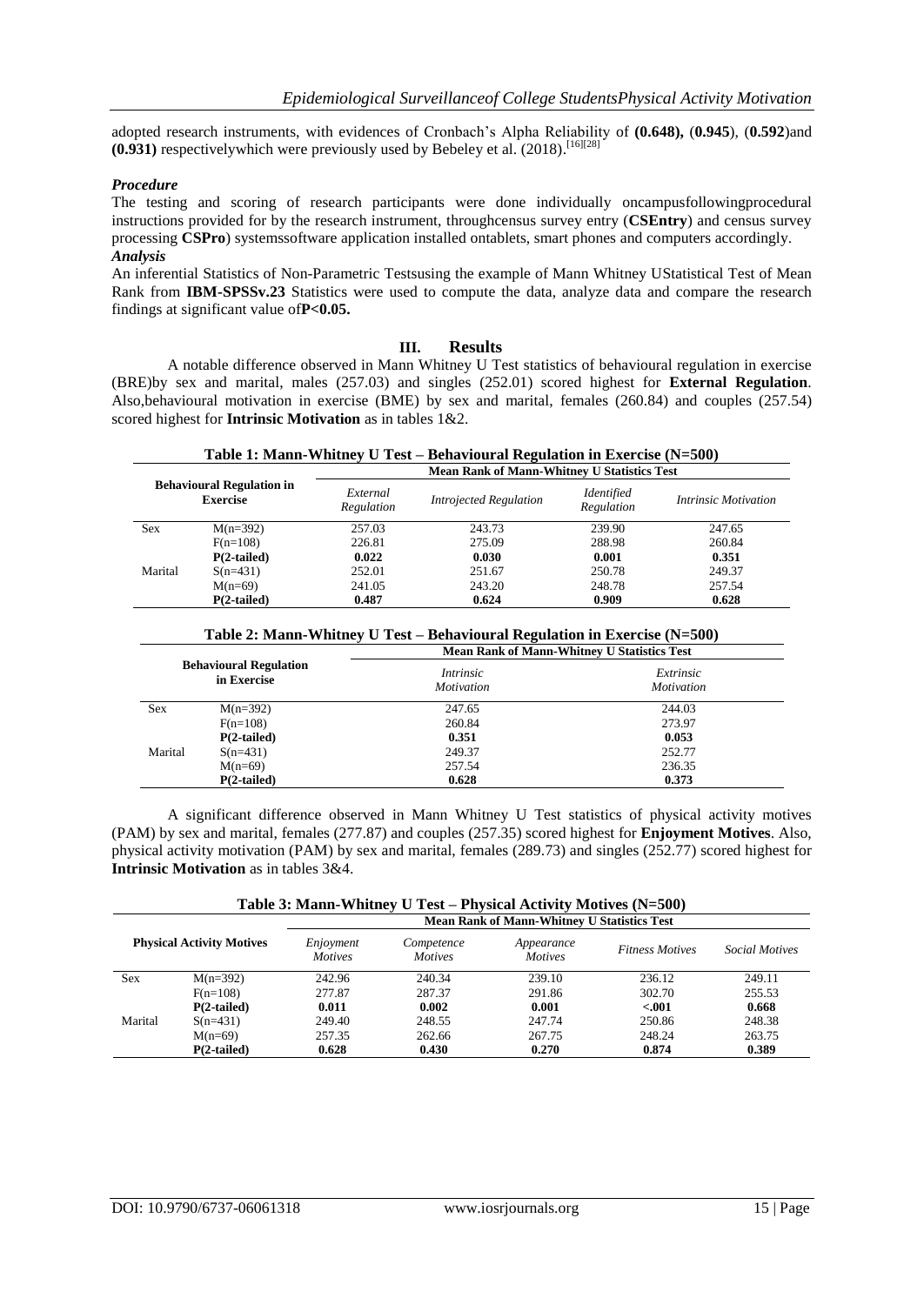adopted research instruments, with evidences of Cronbach's Alpha Reliability of **(0.648),** (**0.945**), (**0.592**)and **(0.931)** respectivelywhich were previously used by Bebeley et al. (2018).[16][28]

***Procedure***

The testing and scoring of research participants were done individually oncampusfollowingprocedural instructions provided for by the research instrument, throughcensus survey entry (**CSEntry**) and census survey processing **CSPro**) systemssoftware application installed ontablets, smart phones and computers accordingly.

***Analysis***

An inferential Statistics of Non-Parametric Testsusing the example of Mann Whitney UStatistical Test of Mean Rank from **IBM-SPSSv.23** Statistics were used to compute the data, analyze data and compare the research findings at significant value of**P<0.05.**

## III. Results

A notable difference observed in Mann Whitney U Test statistics of behavioural regulation in exercise (BRE)by sex and marital, males (257.03) and singles (252.01) scored highest for **External Regulation**. Also,behavioural motivation in exercise (BME) by sex and marital, females (260.84) and couples (257.54) scored highest for **Intrinsic Motivation** as in tables 1&2.

**Table 1: Mann-Whitney U Test – Behavioural Regulation in Exercise (N=500)**

| **Behavioural Regulation in Exercise** | | **Mean Rank of Mann-Whitney U Statistics Test** | | | |
|---|---|---|---|---|---|
| | | *External Regulation* | *Introjected Regulation* | *Identified Regulation* | *Intrinsic Motivation* |
| Sex | M(n=392) | 257.03 | 243.73 | 239.90 | 247.65 |
| | F(n=108) | 226.81 | 275.09 | 288.98 | 260.84 |
| | **P(2-tailed)** | **0.022** | **0.030** | **0.001** | **0.351** |
| Marital | S(n=431) | 252.01 | 251.67 | 250.78 | 249.37 |
| | M(n=69) | 241.05 | 243.20 | 248.78 | 257.54 |
| | **P(2-tailed)** | **0.487** | **0.624** | **0.909** | **0.628** |

**Table 2: Mann-Whitney U Test – Behavioural Regulation in Exercise (N=500)**

| **Behavioural Regulation in Exercise** | | **Mean Rank of Mann-Whitney U Statistics Test** | |
|---|---|---|---|
| | | *Intrinsic Motivation* | *Extrinsic Motivation* |
| Sex | M(n=392) | 247.65 | 244.03 |
| | F(n=108) | 260.84 | 273.97 |
| | **P(2-tailed)** | **0.351** | **0.053** |
| Marital | S(n=431) | 249.37 | 252.77 |
| | M(n=69) | 257.54 | 236.35 |
| | **P(2-tailed)** | **0.628** | **0.373** |

A significant difference observed in Mann Whitney U Test statistics of physical activity motives (PAM) by sex and marital, females (277.87) and couples (257.35) scored highest for **Enjoyment Motives**. Also, physical activity motivation (PAM) by sex and marital, females (289.73) and singles (252.77) scored highest for **Intrinsic Motivation** as in tables 3&4.

**Table 3: Mann-Whitney U Test – Physical Activity Motives (N=500)**

| **Physical Activity Motives** | | **Mean Rank of Mann-Whitney U Statistics Test** | | | | |
|---|---|---|---|---|---|---|
| | | *Enjoyment Motives* | *Competence Motives* | *Appearance Motives* | *Fitness Motives* | *Social Motives* |
| Sex | M(n=392) | 242.96 | 240.34 | 239.10 | 236.12 | 249.11 |
| | F(n=108) | 277.87 | 287.37 | 291.86 | 302.70 | 255.53 |
| | **P(2-tailed)** | **0.011** | **0.002** | **0.001** | **<.001** | **0.668** |
| Marital | S(n=431) | 249.40 | 248.55 | 247.74 | 250.86 | 248.38 |
| | M(n=69) | 257.35 | 262.66 | 267.75 | 248.24 | 263.75 |
| | **P(2-tailed)** | **0.628** | **0.430** | **0.270** | **0.874** | **0.389** |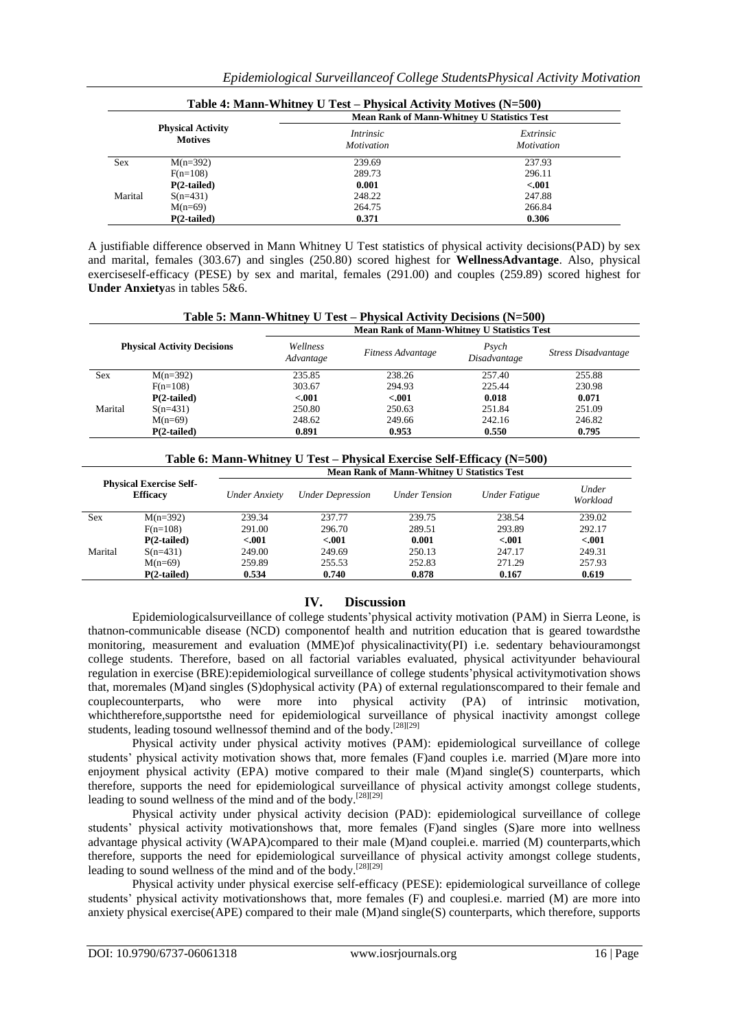**Table 4: Mann-Whitney U Test – Physical Activity Motives (N=500)**

| Physical Activity Motives | | Mean Rank of Mann-Whitney U Statistics Test | |
|---|---|---|---|
| | | *Intrinsic Motivation* | *Extrinsic Motivation* |
| Sex | M(n=392) | 239.69 | 237.93 |
| | F(n=108) | 289.73 | 296.11 |
| | **P(2-tailed)** | **0.001** | **<.001** |
| Marital | S(n=431) | 248.22 | 247.88 |
| | M(n=69) | 264.75 | 266.84 |
| | **P(2-tailed)** | **0.371** | **0.306** |

A justifiable difference observed in Mann Whitney U Test statistics of physical activity decisions(PAD) by sex and marital, females (303.67) and singles (250.80) scored highest for **WellnessAdvantage**. Also, physical exerciseself-efficacy (PESE) by sex and marital, females (291.00) and couples (259.89) scored highest for **Under Anxiety**as in tables 5&6.

**Table 5: Mann-Whitney U Test – Physical Activity Decisions (N=500)**

| Physical Activity Decisions | | Mean Rank of Mann-Whitney U Statistics Test | | | |
|---|---|---|---|---|---|
| | | *Wellness Advantage* | *Fitness Advantage* | *Psych Disadvantage* | *Stress Disadvantage* |
| Sex | M(n=392) | 235.85 | 238.26 | 257.40 | 255.88 |
| | F(n=108) | 303.67 | 294.93 | 225.44 | 230.98 |
| | **P(2-tailed)** | **<.001** | **<.001** | **0.018** | **0.071** |
| Marital | S(n=431) | 250.80 | 250.63 | 251.84 | 251.09 |
| | M(n=69) | 248.62 | 249.66 | 242.16 | 246.82 |
| | **P(2-tailed)** | **0.891** | **0.953** | **0.550** | **0.795** |

**Table 6: Mann-Whitney U Test – Physical Exercise Self-Efficacy (N=500)**

| Physical Exercise Self-Efficacy | | Mean Rank of Mann-Whitney U Statistics Test | | | | |
|---|---|---|---|---|---|---|
| | | *Under Anxiety* | *Under Depression* | *Under Tension* | *Under Fatigue* | *Under Workload* |
| Sex | M(n=392) | 239.34 | 237.77 | 239.75 | 238.54 | 239.02 |
| | F(n=108) | 291.00 | 296.70 | 289.51 | 293.89 | 292.17 |
| | **P(2-tailed)** | **<.001** | **<.001** | **0.001** | **<.001** | **<.001** |
| Marital | S(n=431) | 249.00 | 249.69 | 250.13 | 247.17 | 249.31 |
| | M(n=69) | 259.89 | 255.53 | 252.83 | 271.29 | 257.93 |
| | **P(2-tailed)** | **0.534** | **0.740** | **0.878** | **0.167** | **0.619** |

## IV. Discussion

Epidemiologicalsurveillance of college students'physical activity motivation (PAM) in Sierra Leone, is thatnon-communicable disease (NCD) componentof health and nutrition education that is geared towardsthe monitoring, measurement and evaluation (MME)of physicalinactivity(PI) i.e. sedentary behaviouramongst college students. Therefore, based on all factorial variables evaluated, physical activityunder behavioural regulation in exercise (BRE):epidemiological surveillance of college students'physical activitymotivation shows that, moremales (M)and singles (S)dophysical activity (PA) of external regulationscompared to their female and couplecounterparts, who were more into physical activity (PA) of intrinsic motivation, whichtherefore,supportsthe need for epidemiological surveillance of physical inactivity amongst college students, leading tosound wellnessof themind and of the body.[28][29]

Physical activity under physical activity motives (PAM): epidemiological surveillance of college students' physical activity motivation shows that, more females (F)and couples i.e. married (M)are more into enjoyment physical activity (EPA) motive compared to their male (M)and single(S) counterparts, which therefore, supports the need for epidemiological surveillance of physical activity amongst college students, leading to sound wellness of the mind and of the body.[28][29]

Physical activity under physical activity decision (PAD): epidemiological surveillance of college students' physical activity motivationshows that, more females (F)and singles (S)are more into wellness advantage physical activity (WAPA)compared to their male (M)and couplei.e. married (M) counterparts,which therefore, supports the need for epidemiological surveillance of physical activity amongst college students, leading to sound wellness of the mind and of the body.[28][29]

Physical activity under physical exercise self-efficacy (PESE): epidemiological surveillance of college students' physical activity motivationshows that, more females (F) and couplesi.e. married (M) are more into anxiety physical exercise(APE) compared to their male (M)and single(S) counterparts, which therefore, supports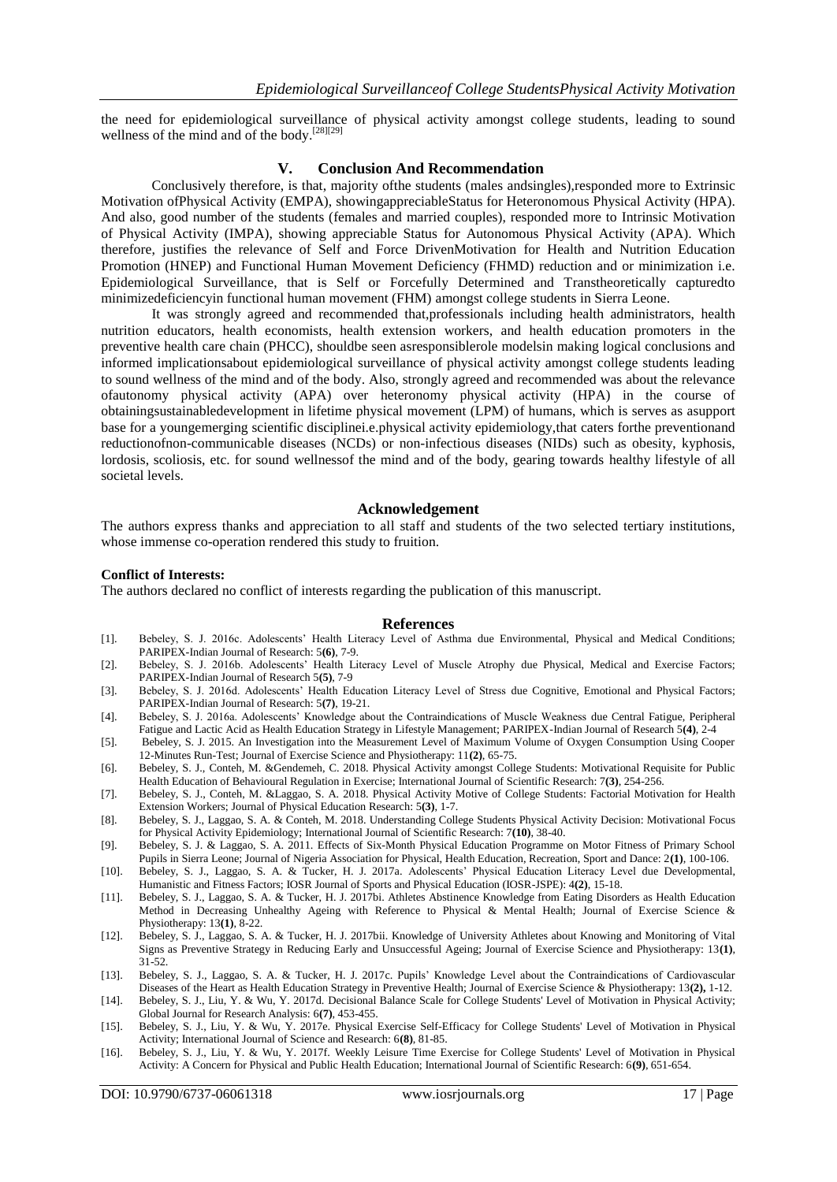the need for epidemiological surveillance of physical activity amongst college students, leading to sound wellness of the mind and of the body.[28][29]

## V. Conclusion And Recommendation

Conclusively therefore, is that, majority ofthe students (males andsingles),responded more to Extrinsic Motivation ofPhysical Activity (EMPA), showingappreciableStatus for Heteronomous Physical Activity (HPA). And also, good number of the students (females and married couples), responded more to Intrinsic Motivation of Physical Activity (IMPA), showing appreciable Status for Autonomous Physical Activity (APA). Which therefore, justifies the relevance of Self and Force DrivenMotivation for Health and Nutrition Education Promotion (HNEP) and Functional Human Movement Deficiency (FHMD) reduction and or minimization i.e. Epidemiological Surveillance, that is Self or Forcefully Determined and Transtheoretically capturedto minimizedeficiencyin functional human movement (FHM) amongst college students in Sierra Leone.

It was strongly agreed and recommended that,professionals including health administrators, health nutrition educators, health economists, health extension workers, and health education promoters in the preventive health care chain (PHCC), shouldbe seen asresponsiblerole modelsin making logical conclusions and informed implicationsabout epidemiological surveillance of physical activity amongst college students leading to sound wellness of the mind and of the body. Also, strongly agreed and recommended was about the relevance ofautonomy physical activity (APA) over heteronomy physical activity (HPA) in the course of obtainingsustainabledevelopment in lifetime physical movement (LPM) of humans, which is serves as asupport base for a youngemerging scientific disciplinei.e.physical activity epidemiology,that caters forthe preventionand reductionofnon-communicable diseases (NCDs) or non-infectious diseases (NIDs) such as obesity, kyphosis, lordosis, scoliosis, etc. for sound wellnessof the mind and of the body, gearing towards healthy lifestyle of all societal levels.

## Acknowledgement

The authors express thanks and appreciation to all staff and students of the two selected tertiary institutions, whose immense co-operation rendered this study to fruition.

**Conflict of Interests:**

The authors declared no conflict of interests regarding the publication of this manuscript.

## References

[1]. Bebeley, S. J. 2016c. Adolescents' Health Literacy Level of Asthma due Environmental, Physical and Medical Conditions; PARIPEX-Indian Journal of Research: 5**(6)**, 7-9.

[2]. Bebeley, S. J. 2016b. Adolescents' Health Literacy Level of Muscle Atrophy due Physical, Medical and Exercise Factors; PARIPEX-Indian Journal of Research 5**(5)**, 7-9

[3]. Bebeley, S. J. 2016d. Adolescents' Health Education Literacy Level of Stress due Cognitive, Emotional and Physical Factors; PARIPEX-Indian Journal of Research: 5**(7)**, 19-21.

[4]. Bebeley, S. J. 2016a. Adolescents' Knowledge about the Contraindications of Muscle Weakness due Central Fatigue, Peripheral Fatigue and Lactic Acid as Health Education Strategy in Lifestyle Management; PARIPEX-Indian Journal of Research 5**(4)**, 2-4

[5]. Bebeley, S. J. 2015. An Investigation into the Measurement Level of Maximum Volume of Oxygen Consumption Using Cooper 12-Minutes Run-Test; Journal of Exercise Science and Physiotherapy: 11**(2)**, 65-75.

[6]. Bebeley, S. J., Conteh, M. &Gendemeh, C. 2018. Physical Activity amongst College Students: Motivational Requisite for Public Health Education of Behavioural Regulation in Exercise; International Journal of Scientific Research: 7**(3)**, 254-256.

[7]. Bebeley, S. J., Conteh, M. &Laggao, S. A. 2018. Physical Activity Motive of College Students: Factorial Motivation for Health Extension Workers; Journal of Physical Education Research: 5**(3)**, 1-7.

[8]. Bebeley, S. J., Laggao, S. A. & Conteh, M. 2018. Understanding College Students Physical Activity Decision: Motivational Focus for Physical Activity Epidemiology; International Journal of Scientific Research: 7**(10)**, 38-40.

[9]. Bebeley, S. J. & Laggao, S. A. 2011. Effects of Six-Month Physical Education Programme on Motor Fitness of Primary School Pupils in Sierra Leone; Journal of Nigeria Association for Physical, Health Education, Recreation, Sport and Dance: 2**(1)**, 100-106.

[10]. Bebeley, S. J., Laggao, S. A. & Tucker, H. J. 2017a. Adolescents' Physical Education Literacy Level due Developmental, Humanistic and Fitness Factors; IOSR Journal of Sports and Physical Education (IOSR-JSPE): 4**(2)**, 15-18.

[11]. Bebeley, S. J., Laggao, S. A. & Tucker, H. J. 2017bi. Athletes Abstinence Knowledge from Eating Disorders as Health Education Method in Decreasing Unhealthy Ageing with Reference to Physical & Mental Health; Journal of Exercise Science & Physiotherapy: 13**(1)**, 8-22.

[12]. Bebeley, S. J., Laggao, S. A. & Tucker, H. J. 2017bii. Knowledge of University Athletes about Knowing and Monitoring of Vital Signs as Preventive Strategy in Reducing Early and Unsuccessful Ageing; Journal of Exercise Science and Physiotherapy: 13**(1)**, 31-52.

[13]. Bebeley, S. J., Laggao, S. A. & Tucker, H. J. 2017c. Pupils' Knowledge Level about the Contraindications of Cardiovascular Diseases of the Heart as Health Education Strategy in Preventive Health; Journal of Exercise Science & Physiotherapy: 13**(2),** 1-12.

[14]. Bebeley, S. J., Liu, Y. & Wu, Y. 2017d. Decisional Balance Scale for College Students' Level of Motivation in Physical Activity; Global Journal for Research Analysis: 6**(7)**, 453-455.

[15]. Bebeley, S. J., Liu, Y. & Wu, Y. 2017e. Physical Exercise Self-Efficacy for College Students' Level of Motivation in Physical Activity; International Journal of Science and Research: 6**(8)**, 81-85.

[16]. Bebeley, S. J., Liu, Y. & Wu, Y. 2017f. Weekly Leisure Time Exercise for College Students' Level of Motivation in Physical Activity: A Concern for Physical and Public Health Education; International Journal of Scientific Research: 6**(9)**, 651-654.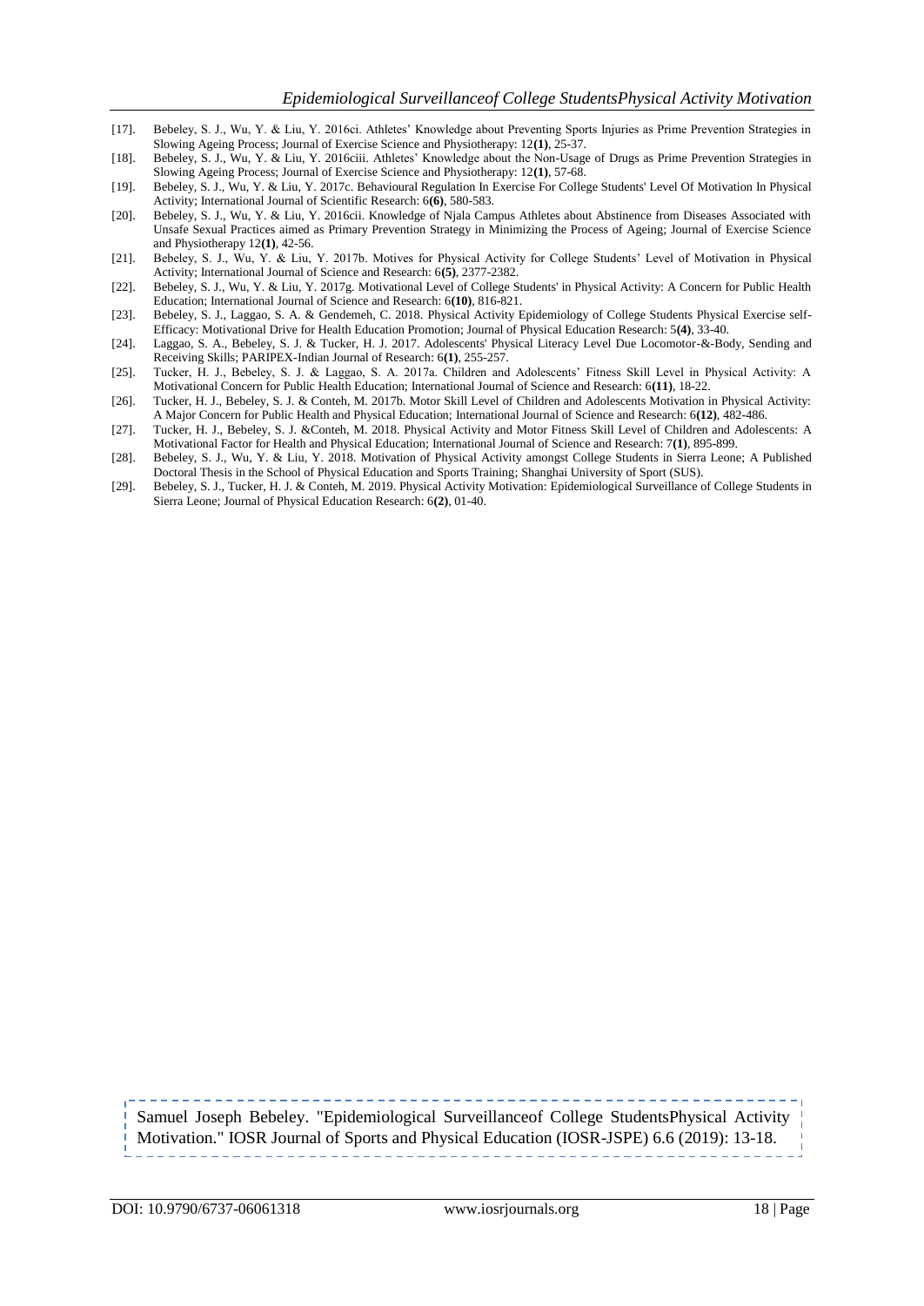[17]. Bebeley, S. J., Wu, Y. & Liu, Y. 2016ci. Athletes' Knowledge about Preventing Sports Injuries as Prime Prevention Strategies in Slowing Ageing Process; Journal of Exercise Science and Physiotherapy: 12**(1)**, 25-37.

[18]. Bebeley, S. J., Wu, Y. & Liu, Y. 2016ciii. Athletes' Knowledge about the Non-Usage of Drugs as Prime Prevention Strategies in Slowing Ageing Process; Journal of Exercise Science and Physiotherapy: 12**(1)**, 57-68.

[19]. Bebeley, S. J., Wu, Y. & Liu, Y. 2017c. Behavioural Regulation In Exercise For College Students' Level Of Motivation In Physical Activity; International Journal of Scientific Research: 6**(6)**, 580-583.

[20]. Bebeley, S. J., Wu, Y. & Liu, Y. 2016cii. Knowledge of Njala Campus Athletes about Abstinence from Diseases Associated with Unsafe Sexual Practices aimed as Primary Prevention Strategy in Minimizing the Process of Ageing; Journal of Exercise Science and Physiotherapy 12**(1)**, 42-56.

[21]. Bebeley, S. J., Wu, Y. & Liu, Y. 2017b. Motives for Physical Activity for College Students' Level of Motivation in Physical Activity; International Journal of Science and Research: 6**(5)**, 2377-2382.

[22]. Bebeley, S. J., Wu, Y. & Liu, Y. 2017g. Motivational Level of College Students' in Physical Activity: A Concern for Public Health Education; International Journal of Science and Research: 6**(10)**, 816-821.

[23]. Bebeley, S. J., Laggao, S. A. & Gendemeh, C. 2018. Physical Activity Epidemiology of College Students Physical Exercise self-Efficacy: Motivational Drive for Health Education Promotion; Journal of Physical Education Research: 5**(4)**, 33-40.

[24]. Laggao, S. A., Bebeley, S. J. & Tucker, H. J. 2017. Adolescents' Physical Literacy Level Due Locomotor-&-Body, Sending and Receiving Skills; PARIPEX-Indian Journal of Research: 6**(1)**, 255-257.

[25]. Tucker, H. J., Bebeley, S. J. & Laggao, S. A. 2017a. Children and Adolescents' Fitness Skill Level in Physical Activity: A Motivational Concern for Public Health Education; International Journal of Science and Research: 6**(11)**, 18-22.

[26]. Tucker, H. J., Bebeley, S. J. & Conteh, M. 2017b. Motor Skill Level of Children and Adolescents Motivation in Physical Activity: A Major Concern for Public Health and Physical Education; International Journal of Science and Research: 6**(12)**, 482-486.

[27]. Tucker, H. J., Bebeley, S. J. &Conteh, M. 2018. Physical Activity and Motor Fitness Skill Level of Children and Adolescents: A Motivational Factor for Health and Physical Education; International Journal of Science and Research: 7**(1)**, 895-899.

[28]. Bebeley, S. J., Wu, Y. & Liu, Y. 2018. Motivation of Physical Activity amongst College Students in Sierra Leone; A Published Doctoral Thesis in the School of Physical Education and Sports Training; Shanghai University of Sport (SUS).

[29]. Bebeley, S. J., Tucker, H. J. & Conteh, M. 2019. Physical Activity Motivation: Epidemiological Surveillance of College Students in Sierra Leone; Journal of Physical Education Research: 6**(2)**, 01-40.

Samuel Joseph Bebeley. "Epidemiological Surveillanceof College StudentsPhysical Activity Motivation." IOSR Journal of Sports and Physical Education (IOSR-JSPE) 6.6 (2019): 13-18.